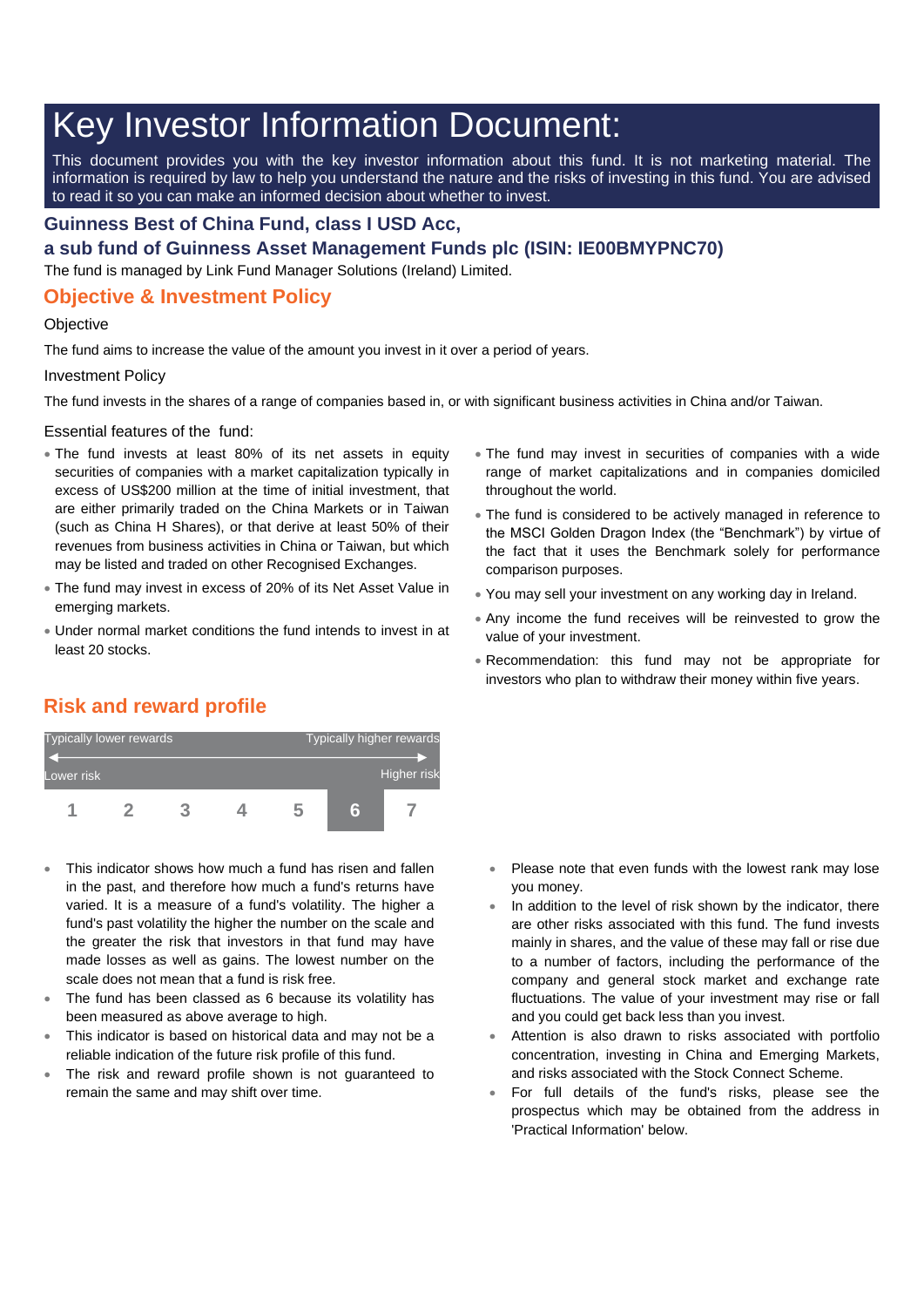# Key Investor Information Document:

This document provides you with the key investor information about this fund. It is not marketing material. The information is required by law to help you understand the nature and the risks of investing in this fund. You are advised to read it so you can make an informed decision about whether to invest.

## Guinness Best of China Fund, class I USD Acc, a sub fund of Guinness Asset Management Funds plc (ISIN: IE00BMYPNC70)

The fund is managed by Link Fund Manager Solutions (Ireland) Limited.

## Objective & Investment Policy

Objective

The fund aims to increase the value of the amount you invest in it over a period of years.

Investment Policy

The fund invests in the shares of a range of companies based in, or with significant business activities in China and/or Taiwan.

Essential features of the fund:

- The fund invests at least 80% of its net assets in equity securities of companies with a market capitalization typically in excess of US$200 million at the time of initial investment, that are either primarily traded on the China Markets or in Taiwan (such as China H Shares), or that derive at least 50% of their revenues from business activities in China or Taiwan, but which may be listed and traded on other Recognised Exchanges.
- The fund may invest in excess of 20% of its Net Asset Value in emerging markets.
- Under normal market conditions the fund intends to invest in at least 20 stocks.
- The fund may invest in securities of companies with a wide range of market capitalizations and in companies domiciled throughout the world.
- The fund is considered to be actively managed in reference to the MSCI Golden Dragon Index (the "Benchmark") by virtue of the fact that it uses the Benchmark solely for performance comparison purposes.
- You may sell your investment on any working day in Ireland.
- Any income the fund receives will be reinvested to grow the value of your investment.
- Recommendation: this fund may not be appropriate for investors who plan to withdraw their money within five years.

## Risk and reward profile

| Typically lower rewards | | | | | | Typically higher rewards |
|---|---|---|---|---|---|---|
| Lower risk | | | | | | Higher risk |
| 1 | 2 | 3 | 4 | 5 | **6** | 7 |

- This indicator shows how much a fund has risen and fallen in the past, and therefore how much a fund's returns have varied. It is a measure of a fund's volatility. The higher a fund's past volatility the higher the number on the scale and the greater the risk that investors in that fund may have made losses as well as gains. The lowest number on the scale does not mean that a fund is risk free.
- The fund has been classed as 6 because its volatility has been measured as above average to high.
- This indicator is based on historical data and may not be a reliable indication of the future risk profile of this fund.
- The risk and reward profile shown is not guaranteed to remain the same and may shift over time.
- Please note that even funds with the lowest rank may lose you money.
- In addition to the level of risk shown by the indicator, there are other risks associated with this fund. The fund invests mainly in shares, and the value of these may fall or rise due to a number of factors, including the performance of the company and general stock market and exchange rate fluctuations. The value of your investment may rise or fall and you could get back less than you invest.
- Attention is also drawn to risks associated with portfolio concentration, investing in China and Emerging Markets, and risks associated with the Stock Connect Scheme.
- For full details of the fund's risks, please see the prospectus which may be obtained from the address in 'Practical Information' below.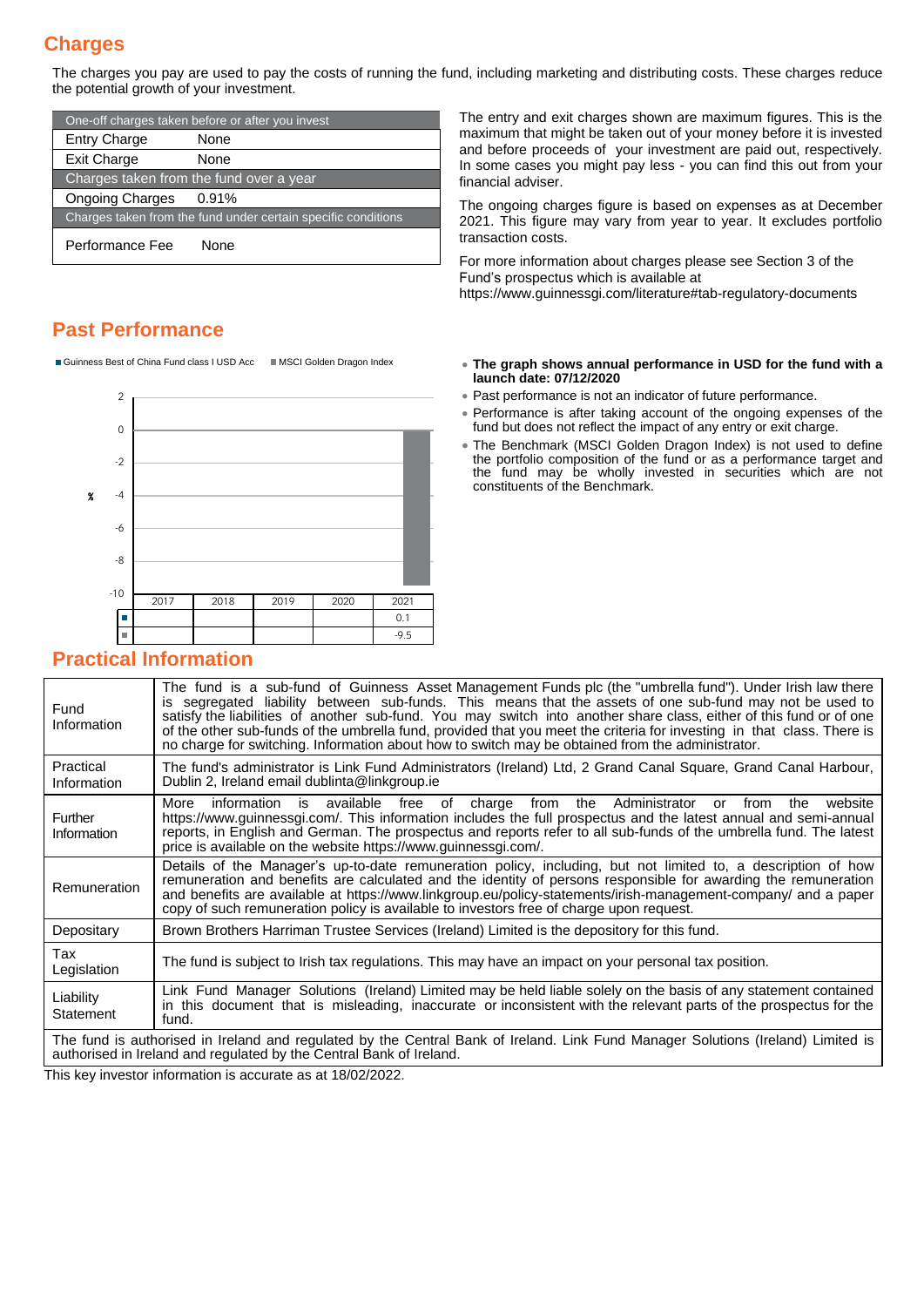## Charges

The charges you pay are used to pay the costs of running the fund, including marketing and distributing costs. These charges reduce the potential growth of your investment.

| | |
|---|---|
| **One-off charges taken before or after you invest** | |
| Entry Charge | None |
| Exit Charge | None |
| **Charges taken from the fund over a year** | |
| Ongoing Charges | 0.91% |
| **Charges taken from the fund under certain specific conditions** | |
| Performance Fee | None |

The entry and exit charges shown are maximum figures. This is the maximum that might be taken out of your money before it is invested and before proceeds of your investment are paid out, respectively. In some cases you might pay less - you can find this out from your financial adviser.

The ongoing charges figure is based on expenses as at December 2021. This figure may vary from year to year. It excludes portfolio transaction costs.

For more information about charges please see Section 3 of the Fund's prospectus which is available at https://www.guinnessgi.com/literature#tab-regulatory-documents

## Past Performance

Guinness Best of China Fund class I USD Acc
MSCI Golden Dragon Index

%
2
0
-2
-4
-6
-8
-10

2017 2018 2019 2020 2021
0.1
-9.5

- **The graph shows annual performance in USD for the fund with a launch date: 07/12/2020**
- Past performance is not an indicator of future performance.
- Performance is after taking account of the ongoing expenses of the fund but does not reflect the impact of any entry or exit charge.
- The Benchmark (MSCI Golden Dragon Index) is not used to define the portfolio composition of the fund or as a performance target and the fund may be wholly invested in securities which are not constituents of the Benchmark.

## Practical Information

| | |
|---|---|
| Fund Information | The fund is a sub-fund of Guinness Asset Management Funds plc (the "umbrella fund"). Under Irish law there is segregated liability between sub-funds. This means that the assets of one sub-fund may not be used to satisfy the liabilities of another sub-fund. You may switch into another share class, either of this fund or of one of the other sub-funds of the umbrella fund, provided that you meet the criteria for investing in that class. There is no charge for switching. Information about how to switch may be obtained from the administrator. |
| Practical Information | The fund's administrator is Link Fund Administrators (Ireland) Ltd, 2 Grand Canal Square, Grand Canal Harbour, Dublin 2, Ireland email dublinta@linkgroup.ie |
| Further Information | More information is available free of charge from the Administrator or from the website https://www.guinnessgi.com/. This information includes the full prospectus and the latest annual and semi-annual reports, in English and German. The prospectus and reports refer to all sub-funds of the umbrella fund. The latest price is available on the website https://www.guinnessgi.com/. |
| Remuneration | Details of the Manager's up-to-date remuneration policy, including, but not limited to, a description of how remuneration and benefits are calculated and the identity of persons responsible for awarding the remuneration and benefits are available at https://www.linkgroup.eu/policy-statements/irish-management-company/ and a paper copy of such remuneration policy is available to investors free of charge upon request. |
| Depositary | Brown Brothers Harriman Trustee Services (Ireland) Limited is the depository for this fund. |
| Tax Legislation | The fund is subject to Irish tax regulations. This may have an impact on your personal tax position. |
| Liability Statement | Link Fund Manager Solutions (Ireland) Limited may be held liable solely on the basis of any statement contained in this document that is misleading, inaccurate or inconsistent with the relevant parts of the prospectus for the fund. |

The fund is authorised in Ireland and regulated by the Central Bank of Ireland. Link Fund Manager Solutions (Ireland) Limited is authorised in Ireland and regulated by the Central Bank of Ireland.

This key investor information is accurate as at 18/02/2022.